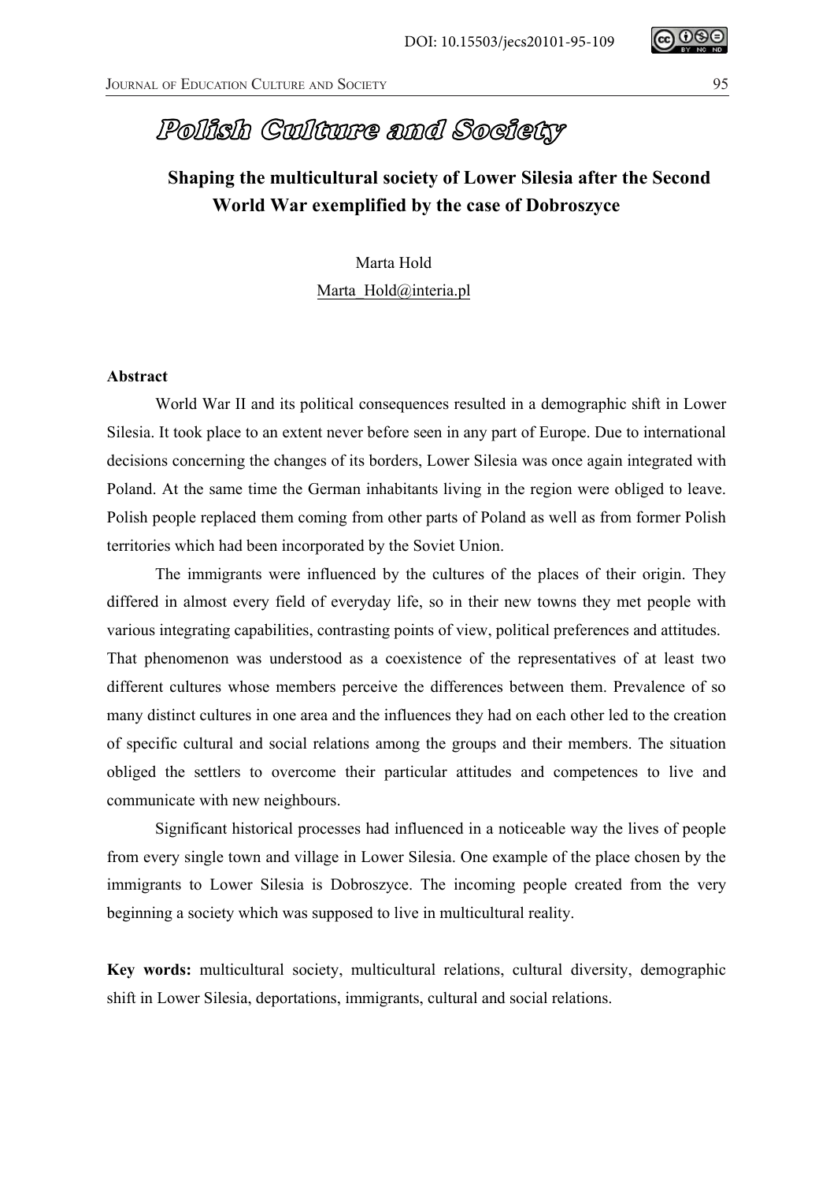DOI: 10.15503/jecs20101-95-109

# Polish Culture and Society

## Shaping the multicultural society of Lower Silesia after the Second World War exemplified by the case of Dobroszyce

Marta Hold

Marta_Hold@interia.pl

**Abstract**

World War II and its political consequences resulted in a demographic shift in Lower Silesia. It took place to an extent never before seen in any part of Europe. Due to international decisions concerning the changes of its borders, Lower Silesia was once again integrated with Poland. At the same time the German inhabitants living in the region were obliged to leave. Polish people replaced them coming from other parts of Poland as well as from former Polish territories which had been incorporated by the Soviet Union.

The immigrants were influenced by the cultures of the places of their origin. They differed in almost every field of everyday life, so in their new towns they met people with various integrating capabilities, contrasting points of view, political preferences and attitudes. That phenomenon was understood as a coexistence of the representatives of at least two different cultures whose members perceive the differences between them. Prevalence of so many distinct cultures in one area and the influences they had on each other led to the creation of specific cultural and social relations among the groups and their members. The situation obliged the settlers to overcome their particular attitudes and competences to live and communicate with new neighbours.

Significant historical processes had influenced in a noticeable way the lives of people from every single town and village in Lower Silesia. One example of the place chosen by the immigrants to Lower Silesia is Dobroszyce. The incoming people created from the very beginning a society which was supposed to live in multicultural reality.

**Key words:** multicultural society, multicultural relations, cultural diversity, demographic shift in Lower Silesia, deportations, immigrants, cultural and social relations.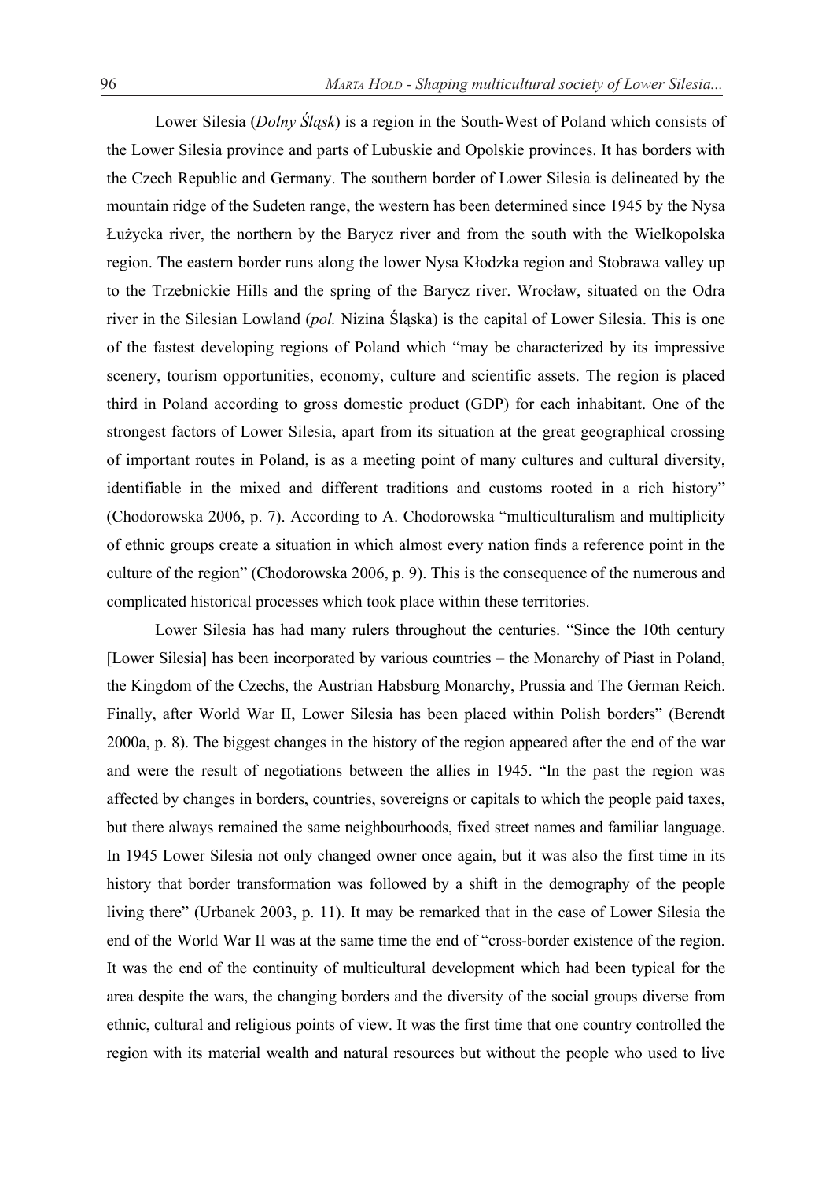Lower Silesia (*Dolny Śląsk*) is a region in the South-West of Poland which consists of the Lower Silesia province and parts of Lubuskie and Opolskie provinces. It has borders with the Czech Republic and Germany. The southern border of Lower Silesia is delineated by the mountain ridge of the Sudeten range, the western has been determined since 1945 by the Nysa Łużycka river, the northern by the Barycz river and from the south with the Wielkopolska region. The eastern border runs along the lower Nysa Kłodzka region and Stobrawa valley up to the Trzebnickie Hills and the spring of the Barycz river. Wrocław, situated on the Odra river in the Silesian Lowland (*pol.* Nizina Śląska) is the capital of Lower Silesia. This is one of the fastest developing regions of Poland which "may be characterized by its impressive scenery, tourism opportunities, economy, culture and scientific assets. The region is placed third in Poland according to gross domestic product (GDP) for each inhabitant. One of the strongest factors of Lower Silesia, apart from its situation at the great geographical crossing of important routes in Poland, is as a meeting point of many cultures and cultural diversity, identifiable in the mixed and different traditions and customs rooted in a rich history" (Chodorowska 2006, p. 7). According to A. Chodorowska "multiculturalism and multiplicity of ethnic groups create a situation in which almost every nation finds a reference point in the culture of the region" (Chodorowska 2006, p. 9). This is the consequence of the numerous and complicated historical processes which took place within these territories.

Lower Silesia has had many rulers throughout the centuries. "Since the 10th century [Lower Silesia] has been incorporated by various countries – the Monarchy of Piast in Poland, the Kingdom of the Czechs, the Austrian Habsburg Monarchy, Prussia and The German Reich. Finally, after World War II, Lower Silesia has been placed within Polish borders" (Berendt 2000a, p. 8). The biggest changes in the history of the region appeared after the end of the war and were the result of negotiations between the allies in 1945. "In the past the region was affected by changes in borders, countries, sovereigns or capitals to which the people paid taxes, but there always remained the same neighbourhoods, fixed street names and familiar language. In 1945 Lower Silesia not only changed owner once again, but it was also the first time in its history that border transformation was followed by a shift in the demography of the people living there" (Urbanek 2003, p. 11). It may be remarked that in the case of Lower Silesia the end of the World War II was at the same time the end of "cross-border existence of the region. It was the end of the continuity of multicultural development which had been typical for the area despite the wars, the changing borders and the diversity of the social groups diverse from ethnic, cultural and religious points of view. It was the first time that one country controlled the region with its material wealth and natural resources but without the people who used to live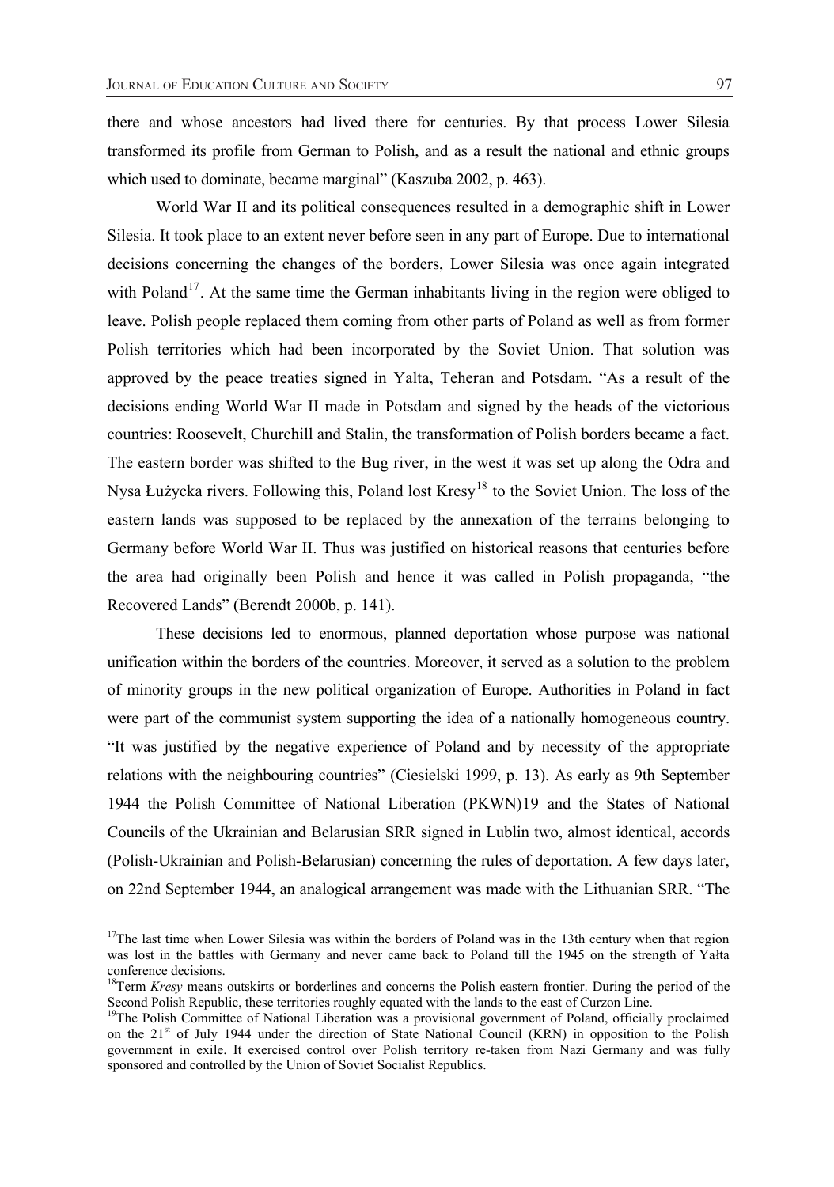there and whose ancestors had lived there for centuries. By that process Lower Silesia transformed its profile from German to Polish, and as a result the national and ethnic groups which used to dominate, became marginal" (Kaszuba 2002, p. 463).

World War II and its political consequences resulted in a demographic shift in Lower Silesia. It took place to an extent never before seen in any part of Europe. Due to international decisions concerning the changes of the borders, Lower Silesia was once again integrated with Poland[17]. At the same time the German inhabitants living in the region were obliged to leave. Polish people replaced them coming from other parts of Poland as well as from former Polish territories which had been incorporated by the Soviet Union. That solution was approved by the peace treaties signed in Yalta, Teheran and Potsdam. "As a result of the decisions ending World War II made in Potsdam and signed by the heads of the victorious countries: Roosevelt, Churchill and Stalin, the transformation of Polish borders became a fact. The eastern border was shifted to the Bug river, in the west it was set up along the Odra and Nysa Łużycka rivers. Following this, Poland lost Kresy[18] to the Soviet Union. The loss of the eastern lands was supposed to be replaced by the annexation of the terrains belonging to Germany before World War II. Thus was justified on historical reasons that centuries before the area had originally been Polish and hence it was called in Polish propaganda, "the Recovered Lands" (Berendt 2000b, p. 141).

These decisions led to enormous, planned deportation whose purpose was national unification within the borders of the countries. Moreover, it served as a solution to the problem of minority groups in the new political organization of Europe. Authorities in Poland in fact were part of the communist system supporting the idea of a nationally homogeneous country. "It was justified by the negative experience of Poland and by necessity of the appropriate relations with the neighbouring countries" (Ciesielski 1999, p. 13). As early as 9th September 1944 the Polish Committee of National Liberation (PKWN)19 and the States of National Councils of the Ukrainian and Belarusian SRR signed in Lublin two, almost identical, accords (Polish-Ukrainian and Polish-Belarusian) concerning the rules of deportation. A few days later, on 22nd September 1944, an analogical arrangement was made with the Lithuanian SRR. "The

---

[17]The last time when Lower Silesia was within the borders of Poland was in the 13th century when that region was lost in the battles with Germany and never came back to Poland till the 1945 on the strength of Yałta conference decisions.

[18]Term *Kresy* means outskirts or borderlines and concerns the Polish eastern frontier. During the period of the Second Polish Republic, these territories roughly equated with the lands to the east of Curzon Line.

[19]The Polish Committee of National Liberation was a provisional government of Poland, officially proclaimed on the 21st of July 1944 under the direction of State National Council (KRN) in opposition to the Polish government in exile. It exercised control over Polish territory re-taken from Nazi Germany and was fully sponsored and controlled by the Union of Soviet Socialist Republics.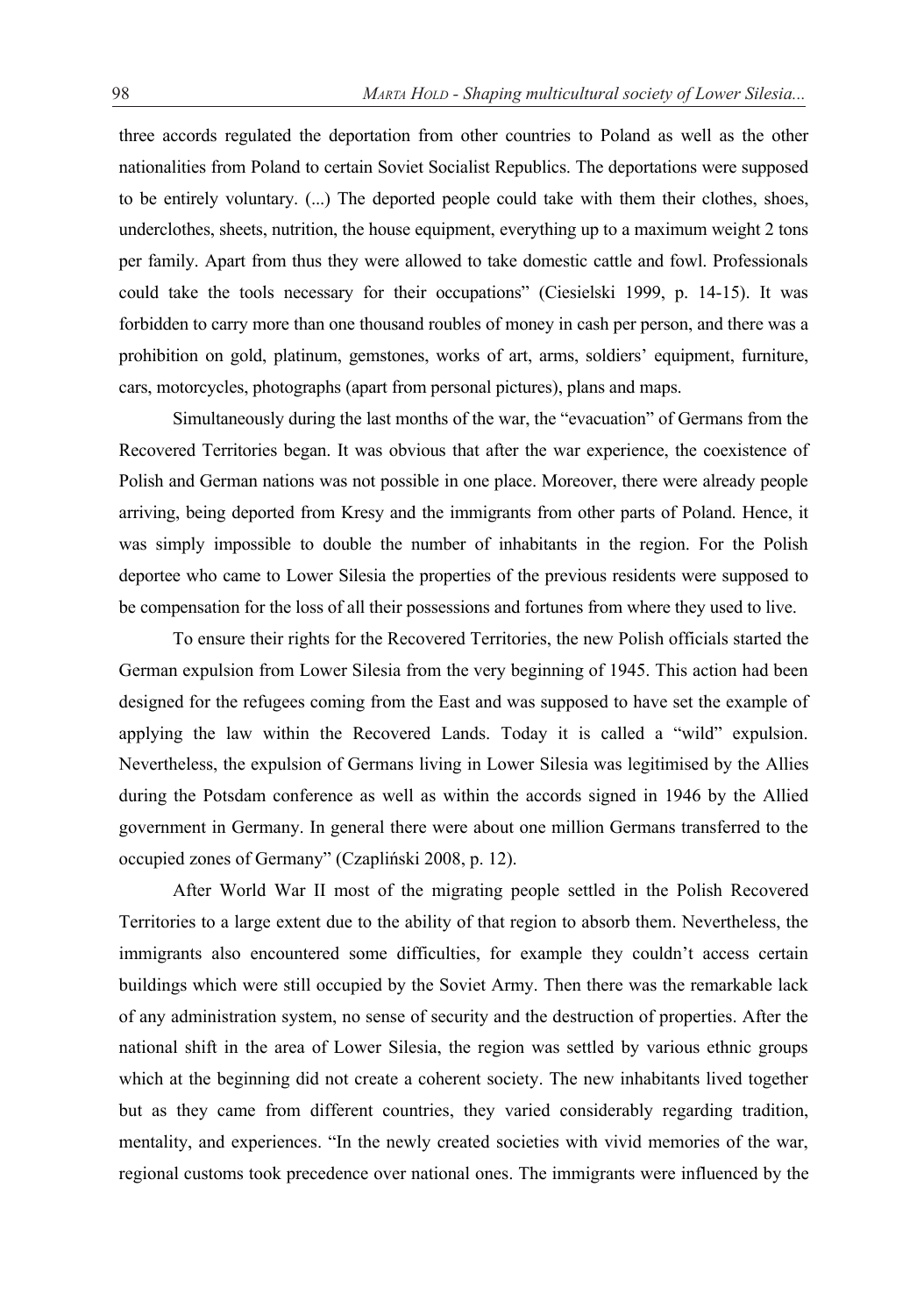three accords regulated the deportation from other countries to Poland as well as the other nationalities from Poland to certain Soviet Socialist Republics. The deportations were supposed to be entirely voluntary. (...) The deported people could take with them their clothes, shoes, underclothes, sheets, nutrition, the house equipment, everything up to a maximum weight 2 tons per family. Apart from thus they were allowed to take domestic cattle and fowl. Professionals could take the tools necessary for their occupations" (Ciesielski 1999, p. 14-15). It was forbidden to carry more than one thousand roubles of money in cash per person, and there was a prohibition on gold, platinum, gemstones, works of art, arms, soldiers' equipment, furniture, cars, motorcycles, photographs (apart from personal pictures), plans and maps.

Simultaneously during the last months of the war, the "evacuation" of Germans from the Recovered Territories began. It was obvious that after the war experience, the coexistence of Polish and German nations was not possible in one place. Moreover, there were already people arriving, being deported from Kresy and the immigrants from other parts of Poland. Hence, it was simply impossible to double the number of inhabitants in the region. For the Polish deportee who came to Lower Silesia the properties of the previous residents were supposed to be compensation for the loss of all their possessions and fortunes from where they used to live.

To ensure their rights for the Recovered Territories, the new Polish officials started the German expulsion from Lower Silesia from the very beginning of 1945. This action had been designed for the refugees coming from the East and was supposed to have set the example of applying the law within the Recovered Lands. Today it is called a "wild" expulsion. Nevertheless, the expulsion of Germans living in Lower Silesia was legitimised by the Allies during the Potsdam conference as well as within the accords signed in 1946 by the Allied government in Germany. In general there were about one million Germans transferred to the occupied zones of Germany" (Czapliński 2008, p. 12).

After World War II most of the migrating people settled in the Polish Recovered Territories to a large extent due to the ability of that region to absorb them. Nevertheless, the immigrants also encountered some difficulties, for example they couldn't access certain buildings which were still occupied by the Soviet Army. Then there was the remarkable lack of any administration system, no sense of security and the destruction of properties. After the national shift in the area of Lower Silesia, the region was settled by various ethnic groups which at the beginning did not create a coherent society. The new inhabitants lived together but as they came from different countries, they varied considerably regarding tradition, mentality, and experiences. "In the newly created societies with vivid memories of the war, regional customs took precedence over national ones. The immigrants were influenced by the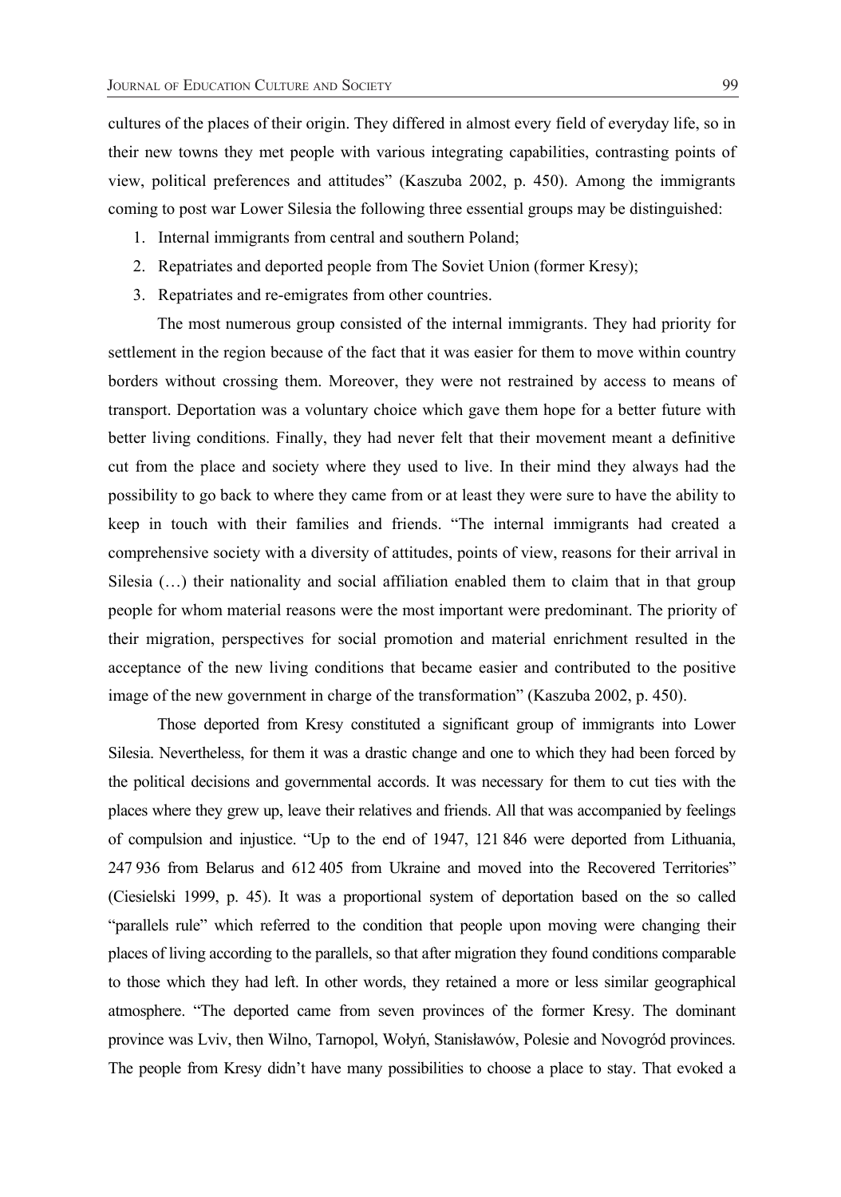cultures of the places of their origin. They differed in almost every field of everyday life, so in their new towns they met people with various integrating capabilities, contrasting points of view, political preferences and attitudes" (Kaszuba 2002, p. 450). Among the immigrants coming to post war Lower Silesia the following three essential groups may be distinguished:

1. Internal immigrants from central and southern Poland;
2. Repatriates and deported people from The Soviet Union (former Kresy);
3. Repatriates and re-emigrates from other countries.

The most numerous group consisted of the internal immigrants. They had priority for settlement in the region because of the fact that it was easier for them to move within country borders without crossing them. Moreover, they were not restrained by access to means of transport. Deportation was a voluntary choice which gave them hope for a better future with better living conditions. Finally, they had never felt that their movement meant a definitive cut from the place and society where they used to live. In their mind they always had the possibility to go back to where they came from or at least they were sure to have the ability to keep in touch with their families and friends. "The internal immigrants had created a comprehensive society with a diversity of attitudes, points of view, reasons for their arrival in Silesia (…) their nationality and social affiliation enabled them to claim that in that group people for whom material reasons were the most important were predominant. The priority of their migration, perspectives for social promotion and material enrichment resulted in the acceptance of the new living conditions that became easier and contributed to the positive image of the new government in charge of the transformation" (Kaszuba 2002, p. 450).

Those deported from Kresy constituted a significant group of immigrants into Lower Silesia. Nevertheless, for them it was a drastic change and one to which they had been forced by the political decisions and governmental accords. It was necessary for them to cut ties with the places where they grew up, leave their relatives and friends. All that was accompanied by feelings of compulsion and injustice. "Up to the end of 1947, 121 846 were deported from Lithuania, 247 936 from Belarus and 612 405 from Ukraine and moved into the Recovered Territories" (Ciesielski 1999, p. 45). It was a proportional system of deportation based on the so called "parallels rule" which referred to the condition that people upon moving were changing their places of living according to the parallels, so that after migration they found conditions comparable to those which they had left. In other words, they retained a more or less similar geographical atmosphere. "The deported came from seven provinces of the former Kresy. The dominant province was Lviv, then Wilno, Tarnopol, Wołyń, Stanisławów, Polesie and Novogród provinces. The people from Kresy didn't have many possibilities to choose a place to stay. That evoked a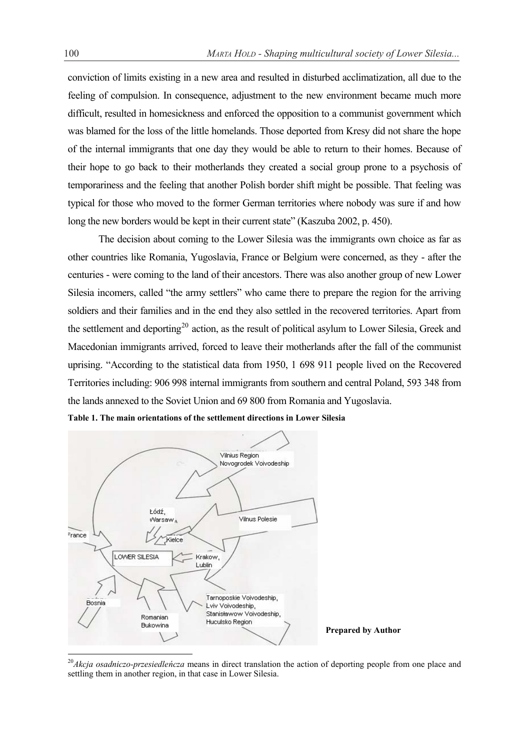conviction of limits existing in a new area and resulted in disturbed acclimatization, all due to the feeling of compulsion. In consequence, adjustment to the new environment became much more difficult, resulted in homesickness and enforced the opposition to a communist government which was blamed for the loss of the little homelands. Those deported from Kresy did not share the hope of the internal immigrants that one day they would be able to return to their homes. Because of their hope to go back to their motherlands they created a social group prone to a psychosis of temporariness and the feeling that another Polish border shift might be possible. That feeling was typical for those who moved to the former German territories where nobody was sure if and how long the new borders would be kept in their current state" (Kaszuba 2002, p. 450).

The decision about coming to the Lower Silesia was the immigrants own choice as far as other countries like Romania, Yugoslavia, France or Belgium were concerned, as they - after the centuries - were coming to the land of their ancestors. There was also another group of new Lower Silesia incomers, called "the army settlers" who came there to prepare the region for the arriving soldiers and their families and in the end they also settled in the recovered territories. Apart from the settlement and deporting[20] action, as the result of political asylum to Lower Silesia, Greek and Macedonian immigrants arrived, forced to leave their motherlands after the fall of the communist uprising. "According to the statistical data from 1950, 1 698 911 people lived on the Recovered Territories including: 906 998 internal immigrants from southern and central Poland, 593 348 from the lands annexed to the Soviet Union and 69 800 from Romania and Yugoslavia.

**Table 1. The main orientations of the settlement directions in Lower Silesia**

Vilnius Region, Novogrodek Voivodeship; Łódź, Warsaw; Kielce; Vilnus Polesie; France; LOWER SILESIA; Krakow, Lublin; Bosnia; Tarnoposkie Voivodeship, Lviv Voivodeship, Stanisławow Voivodeship, Huculsko Region; Romanian Bukowina

**Prepared by Author**

[20] *Akcja osadniczo-przesiedleńcza* means in direct translation the action of deporting people from one place and settling them in another region, in that case in Lower Silesia.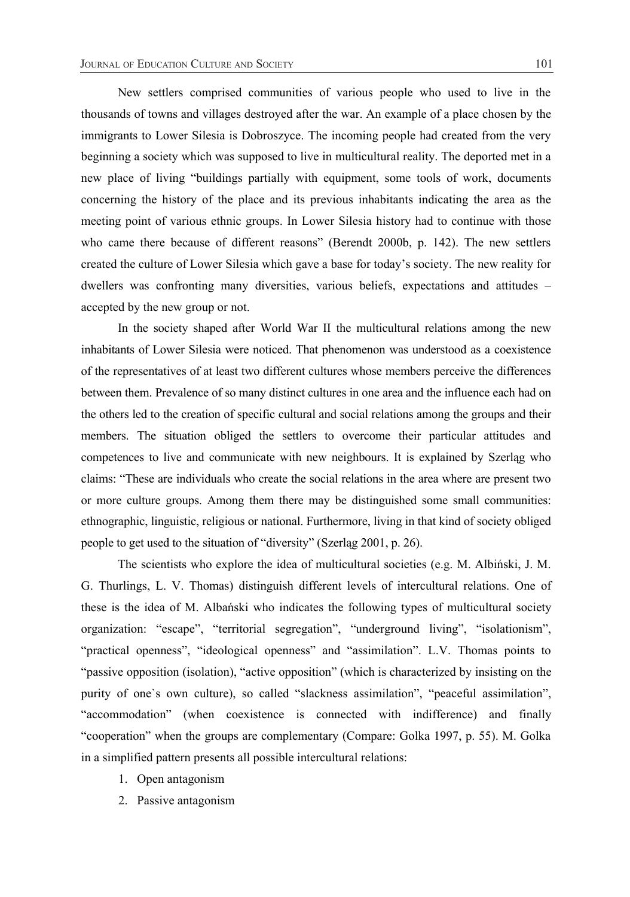New settlers comprised communities of various people who used to live in the thousands of towns and villages destroyed after the war. An example of a place chosen by the immigrants to Lower Silesia is Dobroszyce. The incoming people had created from the very beginning a society which was supposed to live in multicultural reality. The deported met in a new place of living "buildings partially with equipment, some tools of work, documents concerning the history of the place and its previous inhabitants indicating the area as the meeting point of various ethnic groups. In Lower Silesia history had to continue with those who came there because of different reasons" (Berendt 2000b, p. 142). The new settlers created the culture of Lower Silesia which gave a base for today's society. The new reality for dwellers was confronting many diversities, various beliefs, expectations and attitudes – accepted by the new group or not.

In the society shaped after World War II the multicultural relations among the new inhabitants of Lower Silesia were noticed. That phenomenon was understood as a coexistence of the representatives of at least two different cultures whose members perceive the differences between them. Prevalence of so many distinct cultures in one area and the influence each had on the others led to the creation of specific cultural and social relations among the groups and their members. The situation obliged the settlers to overcome their particular attitudes and competences to live and communicate with new neighbours. It is explained by Szerląg who claims: "These are individuals who create the social relations in the area where are present two or more culture groups. Among them there may be distinguished some small communities: ethnographic, linguistic, religious or national. Furthermore, living in that kind of society obliged people to get used to the situation of "diversity" (Szerląg 2001, p. 26).

The scientists who explore the idea of multicultural societies (e.g. M. Albiński, J. M. G. Thurlings, L. V. Thomas) distinguish different levels of intercultural relations. One of these is the idea of M. Albański who indicates the following types of multicultural society organization: "escape", "territorial segregation", "underground living", "isolationism", "practical openness", "ideological openness" and "assimilation". L.V. Thomas points to "passive opposition (isolation), "active opposition" (which is characterized by insisting on the purity of one`s own culture), so called "slackness assimilation", "peaceful assimilation", "accommodation" (when coexistence is connected with indifference) and finally "cooperation" when the groups are complementary (Compare: Golka 1997, p. 55). M. Golka in a simplified pattern presents all possible intercultural relations:

1. Open antagonism
2. Passive antagonism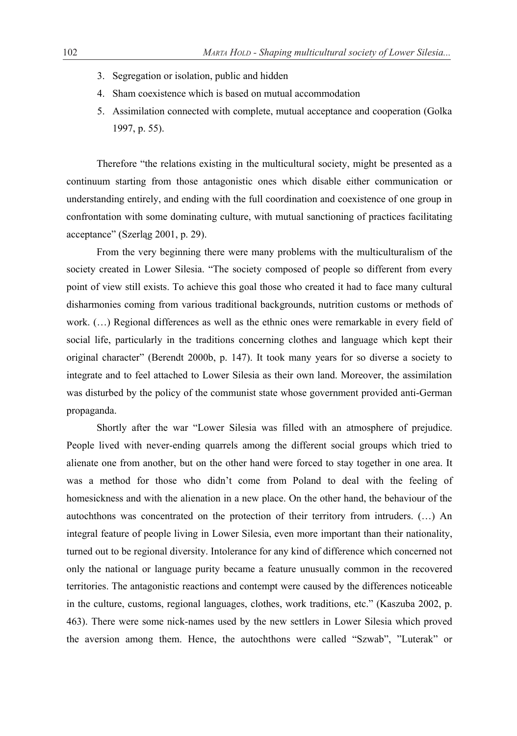3. Segregation or isolation, public and hidden
4. Sham coexistence which is based on mutual accommodation
5. Assimilation connected with complete, mutual acceptance and cooperation (Golka 1997, p. 55).

Therefore "the relations existing in the multicultural society, might be presented as a continuum starting from those antagonistic ones which disable either communication or understanding entirely, and ending with the full coordination and coexistence of one group in confrontation with some dominating culture, with mutual sanctioning of practices facilitating acceptance" (Szerląg 2001, p. 29).

From the very beginning there were many problems with the multiculturalism of the society created in Lower Silesia. "The society composed of people so different from every point of view still exists. To achieve this goal those who created it had to face many cultural disharmonies coming from various traditional backgrounds, nutrition customs or methods of work. (…) Regional differences as well as the ethnic ones were remarkable in every field of social life, particularly in the traditions concerning clothes and language which kept their original character" (Berendt 2000b, p. 147). It took many years for so diverse a society to integrate and to feel attached to Lower Silesia as their own land. Moreover, the assimilation was disturbed by the policy of the communist state whose government provided anti-German propaganda.

Shortly after the war "Lower Silesia was filled with an atmosphere of prejudice. People lived with never-ending quarrels among the different social groups which tried to alienate one from another, but on the other hand were forced to stay together in one area. It was a method for those who didn't come from Poland to deal with the feeling of homesickness and with the alienation in a new place. On the other hand, the behaviour of the autochthons was concentrated on the protection of their territory from intruders. (…) An integral feature of people living in Lower Silesia, even more important than their nationality, turned out to be regional diversity. Intolerance for any kind of difference which concerned not only the national or language purity became a feature unusually common in the recovered territories. The antagonistic reactions and contempt were caused by the differences noticeable in the culture, customs, regional languages, clothes, work traditions, etc." (Kaszuba 2002, p. 463). There were some nick-names used by the new settlers in Lower Silesia which proved the aversion among them. Hence, the autochthons were called "Szwab", "Luterak" or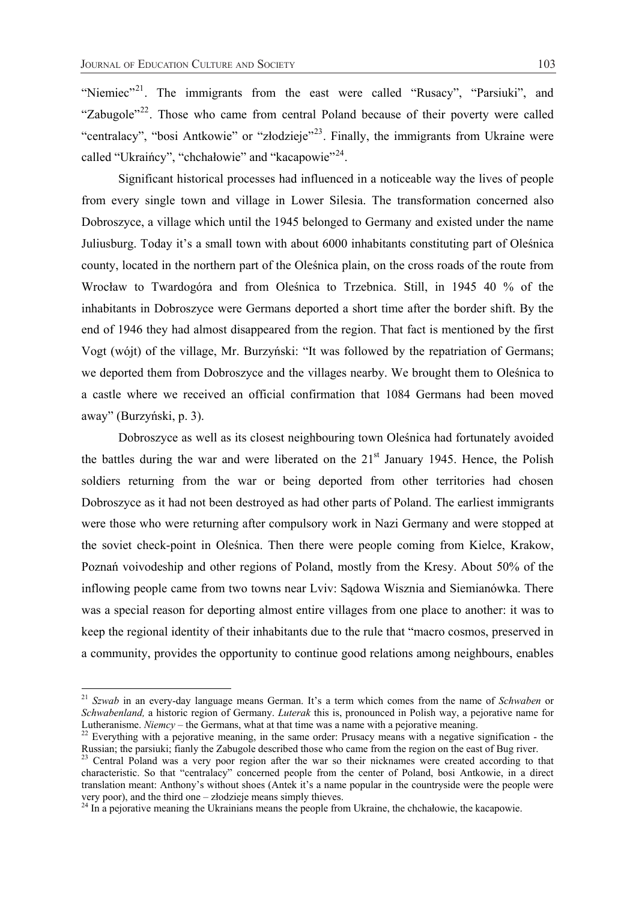"Niemiec"[21]. The immigrants from the east were called "Rusacy", "Parsiuki", and "Zabugole"[22]. Those who came from central Poland because of their poverty were called "centralacy", "bosi Antkowie" or "złodzieje"[23]. Finally, the immigrants from Ukraine were called "Ukraińcy", "chchałowie" and "kacapowie"[24].

Significant historical processes had influenced in a noticeable way the lives of people from every single town and village in Lower Silesia. The transformation concerned also Dobroszyce, a village which until the 1945 belonged to Germany and existed under the name Juliusburg. Today it's a small town with about 6000 inhabitants constituting part of Oleśnica county, located in the northern part of the Oleśnica plain, on the cross roads of the route from Wrocław to Twardogóra and from Oleśnica to Trzebnica. Still, in 1945 40 % of the inhabitants in Dobroszyce were Germans deported a short time after the border shift. By the end of 1946 they had almost disappeared from the region. That fact is mentioned by the first Vogt (wójt) of the village, Mr. Burzyński: "It was followed by the repatriation of Germans; we deported them from Dobroszyce and the villages nearby. We brought them to Oleśnica to a castle where we received an official confirmation that 1084 Germans had been moved away" (Burzyński, p. 3).

Dobroszyce as well as its closest neighbouring town Oleśnica had fortunately avoided the battles during the war and were liberated on the 21st January 1945. Hence, the Polish soldiers returning from the war or being deported from other territories had chosen Dobroszyce as it had not been destroyed as had other parts of Poland. The earliest immigrants were those who were returning after compulsory work in Nazi Germany and were stopped at the soviet check-point in Oleśnica. Then there were people coming from Kielce, Krakow, Poznań voivodeship and other regions of Poland, mostly from the Kresy. About 50% of the inflowing people came from two towns near Lviv: Sądowa Wisznia and Siemianówka. There was a special reason for deporting almost entire villages from one place to another: it was to keep the regional identity of their inhabitants due to the rule that "macro cosmos, preserved in a community, provides the opportunity to continue good relations among neighbours, enables

---

[21] *Szwab* in an every-day language means German. It's a term which comes from the name of *Schwaben* or *Schwabenland,* a historic region of Germany. *Luterak* this is, pronounced in Polish way, a pejorative name for Lutheranisme. *Niemcy* – the Germans, what at that time was a name with a pejorative meaning.

[22] Everything with a pejorative meaning, in the same order: Prusacy means with a negative signification - the Russian; the parsiuki; fianly the Zabugole described those who came from the region on the east of Bug river.

[23] Central Poland was a very poor region after the war so their nicknames were created according to that characteristic. So that "centralacy" concerned people from the center of Poland, bosi Antkowie, in a direct translation meant: Anthony's without shoes (Antek it's a name popular in the countryside were the people were very poor), and the third one – złodzieje means simply thieves.

[24] In a pejorative meaning the Ukrainians means the people from Ukraine, the chchałowie, the kacapowie.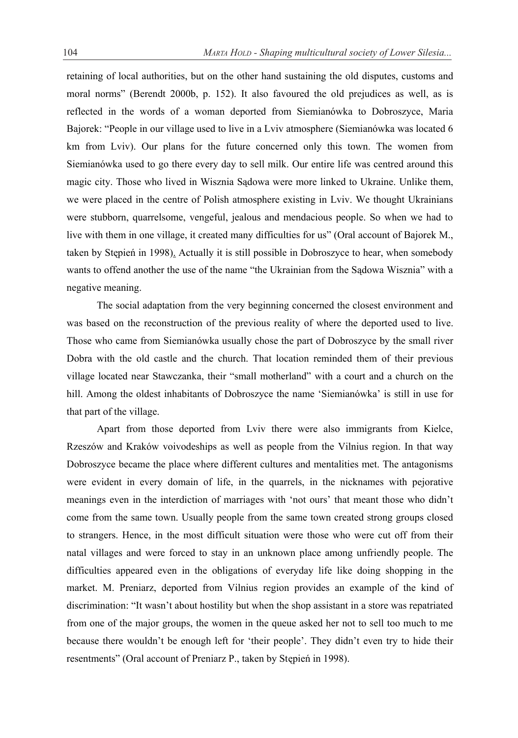retaining of local authorities, but on the other hand sustaining the old disputes, customs and moral norms" (Berendt 2000b, p. 152). It also favoured the old prejudices as well, as is reflected in the words of a woman deported from Siemianówka to Dobroszyce, Maria Bajorek: "People in our village used to live in a Lviv atmosphere (Siemianówka was located 6 km from Lviv). Our plans for the future concerned only this town. The women from Siemianówka used to go there every day to sell milk. Our entire life was centred around this magic city. Those who lived in Wisznia Sądowa were more linked to Ukraine. Unlike them, we were placed in the centre of Polish atmosphere existing in Lviv. We thought Ukrainians were stubborn, quarrelsome, vengeful, jealous and mendacious people. So when we had to live with them in one village, it created many difficulties for us" (Oral account of Bajorek M., taken by Stępień in 1998). Actually it is still possible in Dobroszyce to hear, when somebody wants to offend another the use of the name "the Ukrainian from the Sądowa Wisznia" with a negative meaning.

The social adaptation from the very beginning concerned the closest environment and was based on the reconstruction of the previous reality of where the deported used to live. Those who came from Siemianówka usually chose the part of Dobroszyce by the small river Dobra with the old castle and the church. That location reminded them of their previous village located near Stawczanka, their "small motherland" with a court and a church on the hill. Among the oldest inhabitants of Dobroszyce the name 'Siemianówka' is still in use for that part of the village.

Apart from those deported from Lviv there were also immigrants from Kielce, Rzeszów and Kraków voivodeships as well as people from the Vilnius region. In that way Dobroszyce became the place where different cultures and mentalities met. The antagonisms were evident in every domain of life, in the quarrels, in the nicknames with pejorative meanings even in the interdiction of marriages with 'not ours' that meant those who didn't come from the same town. Usually people from the same town created strong groups closed to strangers. Hence, in the most difficult situation were those who were cut off from their natal villages and were forced to stay in an unknown place among unfriendly people. The difficulties appeared even in the obligations of everyday life like doing shopping in the market. M. Preniarz, deported from Vilnius region provides an example of the kind of discrimination: "It wasn't about hostility but when the shop assistant in a store was repatriated from one of the major groups, the women in the queue asked her not to sell too much to me because there wouldn't be enough left for 'their people'. They didn't even try to hide their resentments" (Oral account of Preniarz P., taken by Stępień in 1998).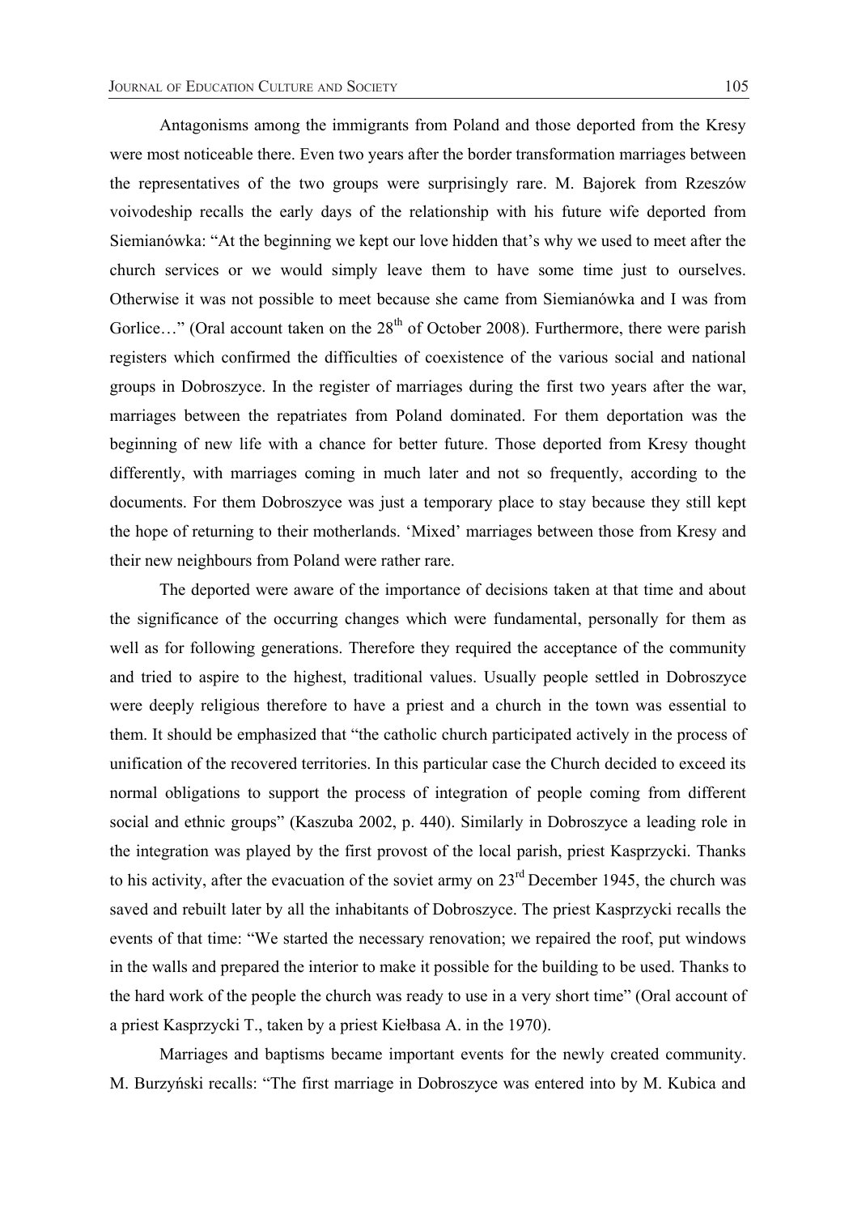Antagonisms among the immigrants from Poland and those deported from the Kresy were most noticeable there. Even two years after the border transformation marriages between the representatives of the two groups were surprisingly rare. M. Bajorek from Rzeszów voivodeship recalls the early days of the relationship with his future wife deported from Siemianówka: "At the beginning we kept our love hidden that's why we used to meet after the church services or we would simply leave them to have some time just to ourselves. Otherwise it was not possible to meet because she came from Siemianówka and I was from Gorlice…" (Oral account taken on the 28th of October 2008). Furthermore, there were parish registers which confirmed the difficulties of coexistence of the various social and national groups in Dobroszyce. In the register of marriages during the first two years after the war, marriages between the repatriates from Poland dominated. For them deportation was the beginning of new life with a chance for better future. Those deported from Kresy thought differently, with marriages coming in much later and not so frequently, according to the documents. For them Dobroszyce was just a temporary place to stay because they still kept the hope of returning to their motherlands. 'Mixed' marriages between those from Kresy and their new neighbours from Poland were rather rare.

The deported were aware of the importance of decisions taken at that time and about the significance of the occurring changes which were fundamental, personally for them as well as for following generations. Therefore they required the acceptance of the community and tried to aspire to the highest, traditional values. Usually people settled in Dobroszyce were deeply religious therefore to have a priest and a church in the town was essential to them. It should be emphasized that "the catholic church participated actively in the process of unification of the recovered territories. In this particular case the Church decided to exceed its normal obligations to support the process of integration of people coming from different social and ethnic groups" (Kaszuba 2002, p. 440). Similarly in Dobroszyce a leading role in the integration was played by the first provost of the local parish, priest Kasprzycki. Thanks to his activity, after the evacuation of the soviet army on 23rd December 1945, the church was saved and rebuilt later by all the inhabitants of Dobroszyce. The priest Kasprzycki recalls the events of that time: "We started the necessary renovation; we repaired the roof, put windows in the walls and prepared the interior to make it possible for the building to be used. Thanks to the hard work of the people the church was ready to use in a very short time" (Oral account of a priest Kasprzycki T., taken by a priest Kiełbasa A. in the 1970).

Marriages and baptisms became important events for the newly created community. M. Burzyński recalls: "The first marriage in Dobroszyce was entered into by M. Kubica and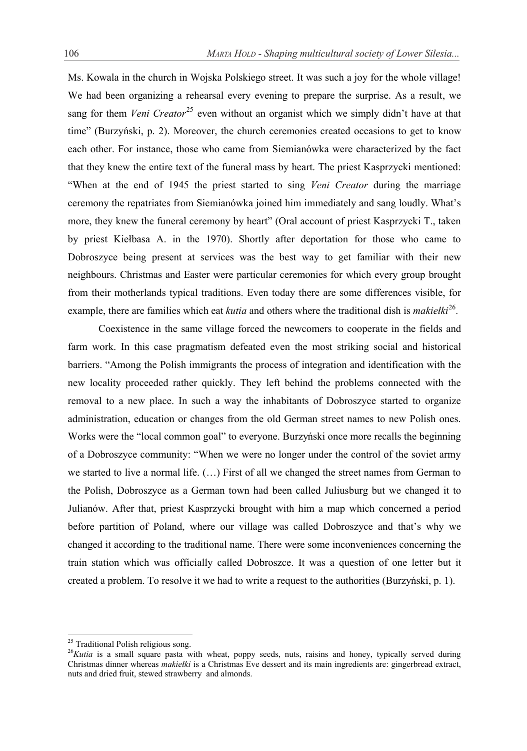Ms. Kowala in the church in Wojska Polskiego street. It was such a joy for the whole village! We had been organizing a rehearsal every evening to prepare the surprise. As a result, we sang for them *Veni Creator*[25] even without an organist which we simply didn't have at that time" (Burzyński, p. 2). Moreover, the church ceremonies created occasions to get to know each other. For instance, those who came from Siemianówka were characterized by the fact that they knew the entire text of the funeral mass by heart. The priest Kasprzycki mentioned: "When at the end of 1945 the priest started to sing *Veni Creator* during the marriage ceremony the repatriates from Siemianówka joined him immediately and sang loudly. What's more, they knew the funeral ceremony by heart" (Oral account of priest Kasprzycki T., taken by priest Kiełbasa A. in the 1970). Shortly after deportation for those who came to Dobroszyce being present at services was the best way to get familiar with their new neighbours. Christmas and Easter were particular ceremonies for which every group brought from their motherlands typical traditions. Even today there are some differences visible, for example, there are families which eat *kutia* and others where the traditional dish is *makiełki*[26].

Coexistence in the same village forced the newcomers to cooperate in the fields and farm work. In this case pragmatism defeated even the most striking social and historical barriers. "Among the Polish immigrants the process of integration and identification with the new locality proceeded rather quickly. They left behind the problems connected with the removal to a new place. In such a way the inhabitants of Dobroszyce started to organize administration, education or changes from the old German street names to new Polish ones. Works were the "local common goal" to everyone. Burzyński once more recalls the beginning of a Dobroszyce community: "When we were no longer under the control of the soviet army we started to live a normal life. (…) First of all we changed the street names from German to the Polish, Dobroszyce as a German town had been called Juliusburg but we changed it to Julianów. After that, priest Kasprzycki brought with him a map which concerned a period before partition of Poland, where our village was called Dobroszyce and that's why we changed it according to the traditional name. There were some inconveniences concerning the train station which was officially called Dobroszce. It was a question of one letter but it created a problem. To resolve it we had to write a request to the authorities (Burzyński, p. 1).

---

[25] Traditional Polish religious song.

[26] *Kutia* is a small square pasta with wheat, poppy seeds, nuts, raisins and honey, typically served during Christmas dinner whereas *makiełki* is a Christmas Eve dessert and its main ingredients are: gingerbread extract, nuts and dried fruit, stewed strawberry and almonds.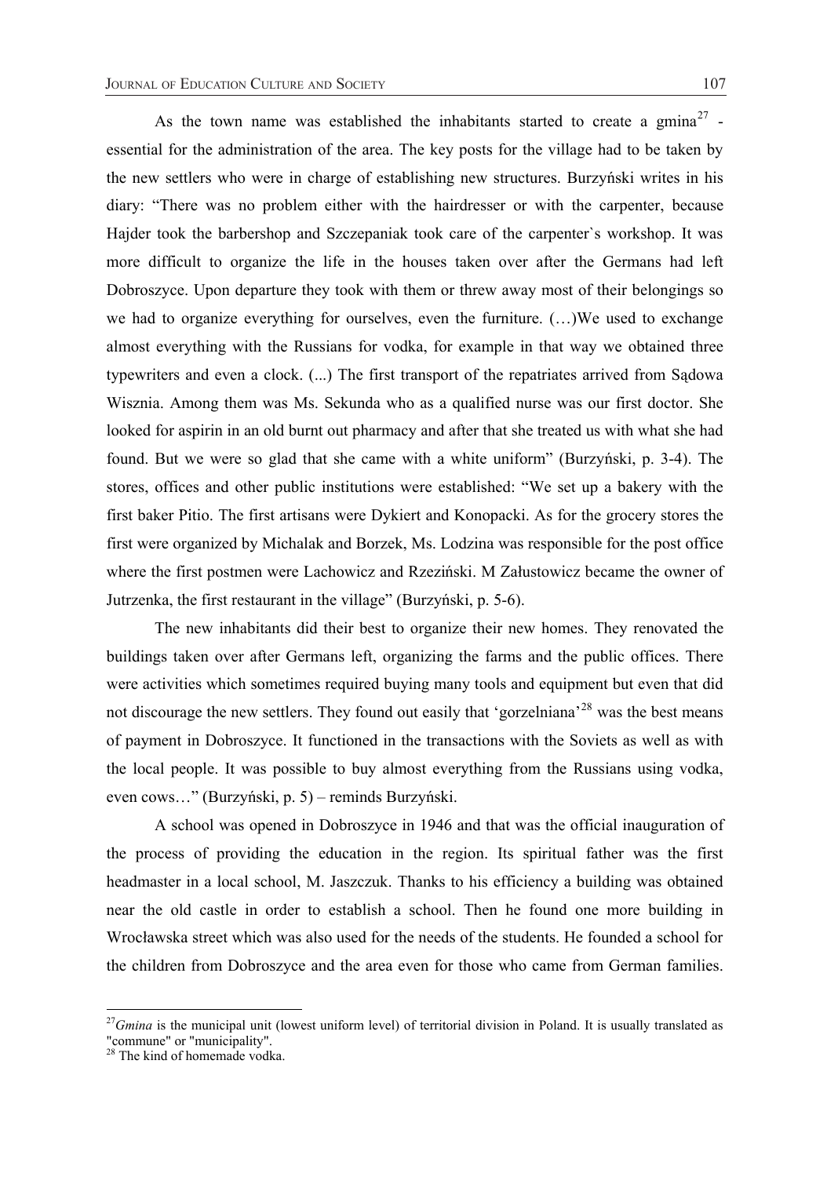As the town name was established the inhabitants started to create a gmina[27] - essential for the administration of the area. The key posts for the village had to be taken by the new settlers who were in charge of establishing new structures. Burzyński writes in his diary: "There was no problem either with the hairdresser or with the carpenter, because Hajder took the barbershop and Szczepaniak took care of the carpenter`s workshop. It was more difficult to organize the life in the houses taken over after the Germans had left Dobroszyce. Upon departure they took with them or threw away most of their belongings so we had to organize everything for ourselves, even the furniture. (…)We used to exchange almost everything with the Russians for vodka, for example in that way we obtained three typewriters and even a clock. (...) The first transport of the repatriates arrived from Sądowa Wisznia. Among them was Ms. Sekunda who as a qualified nurse was our first doctor. She looked for aspirin in an old burnt out pharmacy and after that she treated us with what she had found. But we were so glad that she came with a white uniform" (Burzyński, p. 3-4). The stores, offices and other public institutions were established: "We set up a bakery with the first baker Pitio. The first artisans were Dykiert and Konopacki. As for the grocery stores the first were organized by Michalak and Borzek, Ms. Lodzina was responsible for the post office where the first postmen were Lachowicz and Rzeziński. M Załustowicz became the owner of Jutrzenka, the first restaurant in the village" (Burzyński, p. 5-6).

The new inhabitants did their best to organize their new homes. They renovated the buildings taken over after Germans left, organizing the farms and the public offices. There were activities which sometimes required buying many tools and equipment but even that did not discourage the new settlers. They found out easily that 'gorzelniana'[28] was the best means of payment in Dobroszyce. It functioned in the transactions with the Soviets as well as with the local people. It was possible to buy almost everything from the Russians using vodka, even cows…" (Burzyński, p. 5) – reminds Burzyński.

A school was opened in Dobroszyce in 1946 and that was the official inauguration of the process of providing the education in the region. Its spiritual father was the first headmaster in a local school, M. Jaszczuk. Thanks to his efficiency a building was obtained near the old castle in order to establish a school. Then he found one more building in Wrocławska street which was also used for the needs of the students. He founded a school for the children from Dobroszyce and the area even for those who came from German families.

---

[27] *Gmina* is the municipal unit (lowest uniform level) of territorial division in Poland. It is usually translated as "commune" or "municipality".

[28] The kind of homemade vodka.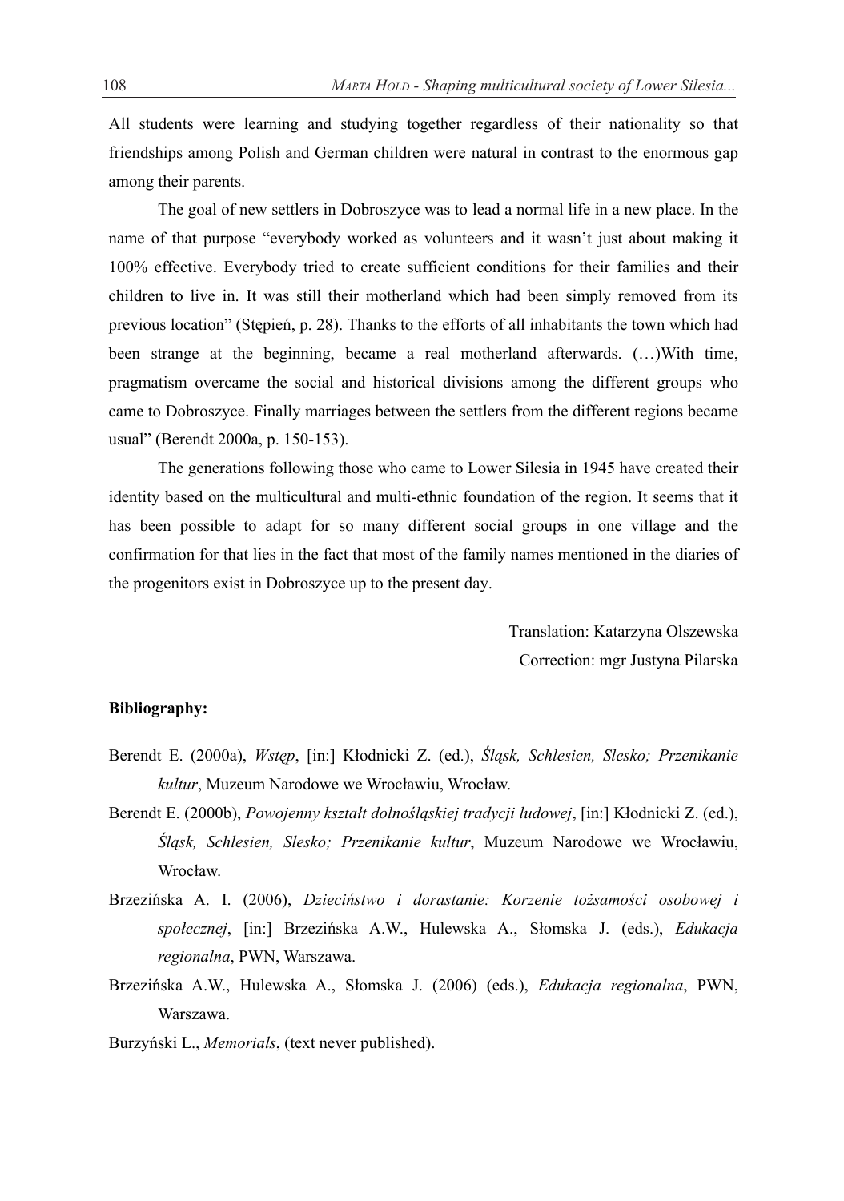All students were learning and studying together regardless of their nationality so that friendships among Polish and German children were natural in contrast to the enormous gap among their parents.

The goal of new settlers in Dobroszyce was to lead a normal life in a new place. In the name of that purpose "everybody worked as volunteers and it wasn't just about making it 100% effective. Everybody tried to create sufficient conditions for their families and their children to live in. It was still their motherland which had been simply removed from its previous location" (Stępień, p. 28). Thanks to the efforts of all inhabitants the town which had been strange at the beginning, became a real motherland afterwards. (…)With time, pragmatism overcame the social and historical divisions among the different groups who came to Dobroszyce. Finally marriages between the settlers from the different regions became usual" (Berendt 2000a, p. 150-153).

The generations following those who came to Lower Silesia in 1945 have created their identity based on the multicultural and multi-ethnic foundation of the region. It seems that it has been possible to adapt for so many different social groups in one village and the confirmation for that lies in the fact that most of the family names mentioned in the diaries of the progenitors exist in Dobroszyce up to the present day.

Translation: Katarzyna Olszewska

Correction: mgr Justyna Pilarska

**Bibliography:**

Berendt E. (2000a), *Wstęp*, [in:] Kłodnicki Z. (ed.), *Śląsk, Schlesien, Slesko; Przenikanie kultur*, Muzeum Narodowe we Wrocławiu, Wrocław.

Berendt E. (2000b), *Powojenny kształt dolnośląskiej tradycji ludowej*, [in:] Kłodnicki Z. (ed.), *Śląsk, Schlesien, Slesko; Przenikanie kultur*, Muzeum Narodowe we Wrocławiu, Wrocław.

Brzezińska A. I. (2006), *Dzieciństwo i dorastanie: Korzenie tożsamości osobowej i społecznej*, [in:] Brzezińska A.W., Hulewska A., Słomska J. (eds.), *Edukacja regionalna*, PWN, Warszawa.

Brzezińska A.W., Hulewska A., Słomska J. (2006) (eds.), *Edukacja regionalna*, PWN, Warszawa.

Burzyński L., *Memorials*, (text never published).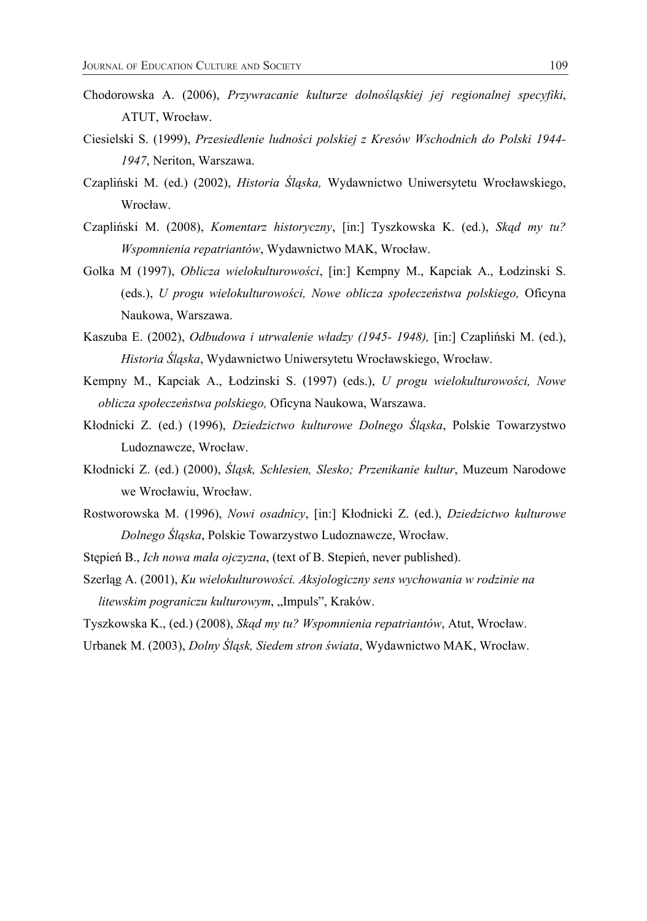Chodorowska A. (2006), *Przywracanie kulturze dolnośląskiej jej regionalnej specyfiki*, ATUT, Wrocław.

Ciesielski S. (1999), *Przesiedlenie ludności polskiej z Kresów Wschodnich do Polski 1944-1947*, Neriton, Warszawa.

Czapliński M. (ed.) (2002), *Historia Śląska,* Wydawnictwo Uniwersytetu Wrocławskiego, Wrocław.

Czapliński M. (2008), *Komentarz historyczny*, [in:] Tyszkowska K. (ed.), *Skąd my tu? Wspomnienia repatriantów*, Wydawnictwo MAK, Wrocław.

Golka M (1997), *Oblicza wielokulturowości*, [in:] Kempny M., Kapciak A., Łodzinski S. (eds.), *U progu wielokulturowości, Nowe oblicza społeczeństwa polskiego,* Oficyna Naukowa, Warszawa.

Kaszuba E. (2002), *Odbudowa i utrwalenie władzy (1945- 1948),* [in:] Czapliński M. (ed.), *Historia Śląska*, Wydawnictwo Uniwersytetu Wrocławskiego, Wrocław.

Kempny M., Kapciak A., Łodzinski S. (1997) (eds.), *U progu wielokulturowości, Nowe oblicza społeczeństwa polskiego,* Oficyna Naukowa, Warszawa.

Kłodnicki Z. (ed.) (1996), *Dziedzictwo kulturowe Dolnego Śląska*, Polskie Towarzystwo Ludoznawcze, Wrocław.

Kłodnicki Z. (ed.) (2000), *Śląsk, Schlesien, Slesko; Przenikanie kultur*, Muzeum Narodowe we Wrocławiu, Wrocław.

Rostworowska M. (1996), *Nowi osadnicy*, [in:] Kłodnicki Z. (ed.), *Dziedzictwo kulturowe Dolnego Śląska*, Polskie Towarzystwo Ludoznawcze, Wrocław.

Stępień B., *Ich nowa mała ojczyzna*, (text of B. Stepień, never published).

Szerląg A. (2001), *Ku wielokulturowości. Aksjologiczny sens wychowania w rodzinie na litewskim pograniczu kulturowym*, „Impuls", Kraków.

Tyszkowska K., (ed.) (2008), *Skąd my tu? Wspomnienia repatriantów*, Atut, Wrocław.

Urbanek M. (2003), *Dolny Śląsk, Siedem stron świata*, Wydawnictwo MAK, Wrocław.